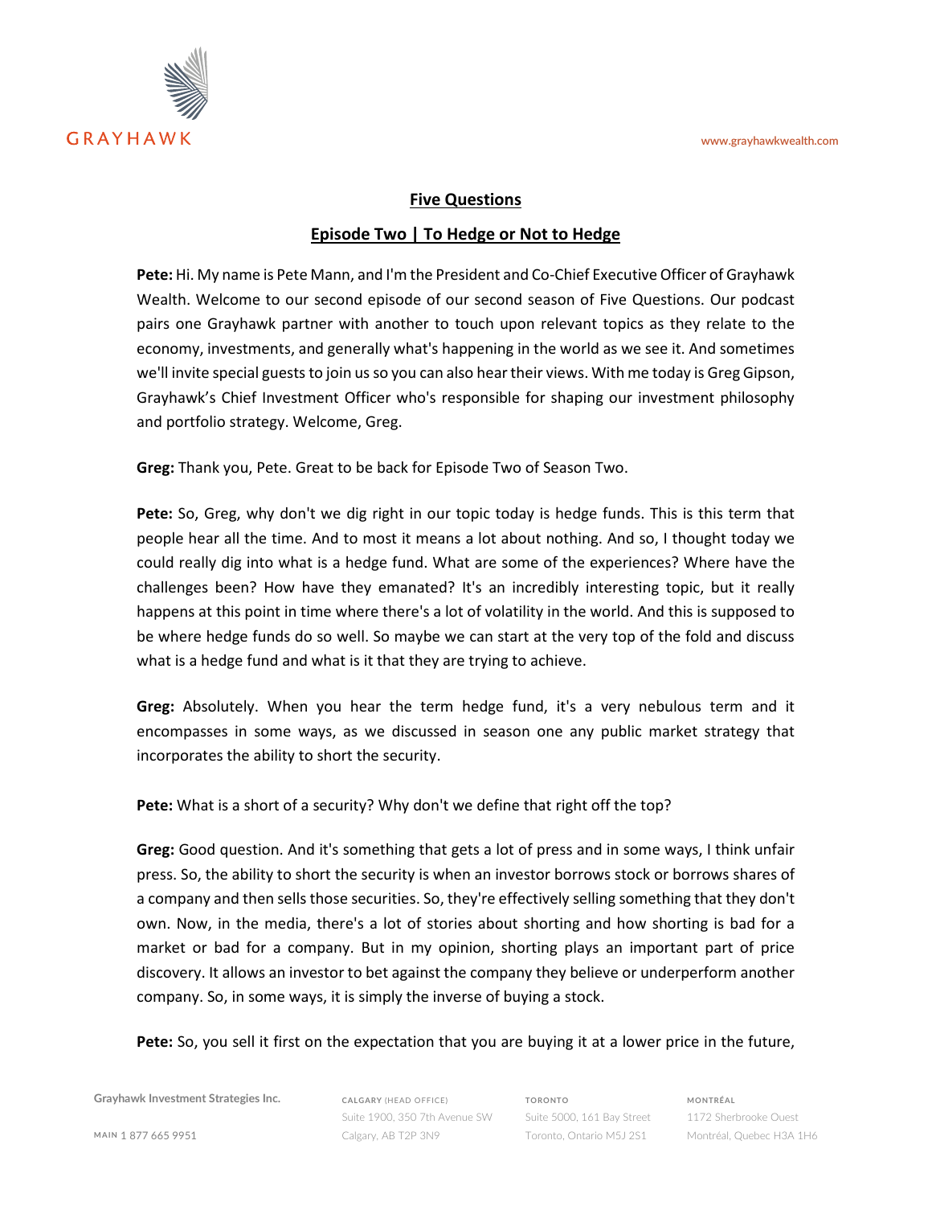## Five Questions

### Episode Two | To Hedge or Not to Hedge

**Pete:** Hi. My name is Pete Mann, and I'm the President and Co-Chief Executive Officer of Grayhawk Wealth. Welcome to our second episode of our second season of Five Questions. Our podcast pairs one Grayhawk partner with another to touch upon relevant topics as they relate to the economy, investments, and generally what's happening in the world as we see it. And sometimes we'll invite special guests to join us so you can also hear their views. With me today is Greg Gipson, Grayhawk's Chief Investment Officer who's responsible for shaping our investment philosophy and portfolio strategy. Welcome, Greg.

**Greg:** Thank you, Pete. Great to be back for Episode Two of Season Two.

**Pete:** So, Greg, why don't we dig right in our topic today is hedge funds. This is this term that people hear all the time. And to most it means a lot about nothing. And so, I thought today we could really dig into what is a hedge fund. What are some of the experiences? Where have the challenges been? How have they emanated? It's an incredibly interesting topic, but it really happens at this point in time where there's a lot of volatility in the world. And this is supposed to be where hedge funds do so well. So maybe we can start at the very top of the fold and discuss what is a hedge fund and what is it that they are trying to achieve.

**Greg:** Absolutely. When you hear the term hedge fund, it's a very nebulous term and it encompasses in some ways, as we discussed in season one any public market strategy that incorporates the ability to short the security.

**Pete:** What is a short of a security? Why don't we define that right off the top?

**Greg:** Good question. And it's something that gets a lot of press and in some ways, I think unfair press. So, the ability to short the security is when an investor borrows stock or borrows shares of a company and then sells those securities. So, they're effectively selling something that they don't own. Now, in the media, there's a lot of stories about shorting and how shorting is bad for a market or bad for a company. But in my opinion, shorting plays an important part of price discovery. It allows an investor to bet against the company they believe or underperform another company. So, in some ways, it is simply the inverse of buying a stock.

**Pete:** So, you sell it first on the expectation that you are buying it at a lower price in the future,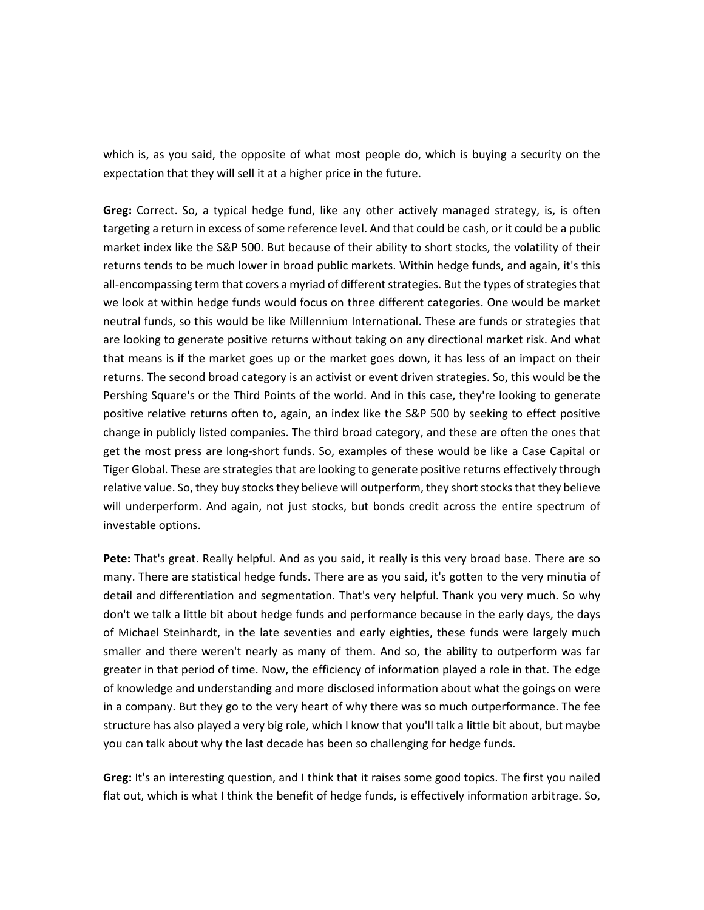which is, as you said, the opposite of what most people do, which is buying a security on the expectation that they will sell it at a higher price in the future.

**Greg:** Correct. So, a typical hedge fund, like any other actively managed strategy, is, is often targeting a return in excess of some reference level. And that could be cash, or it could be a public market index like the S&P 500. But because of their ability to short stocks, the volatility of their returns tends to be much lower in broad public markets. Within hedge funds, and again, it's this all-encompassing term that covers a myriad of different strategies. But the types of strategies that we look at within hedge funds would focus on three different categories. One would be market neutral funds, so this would be like Millennium International. These are funds or strategies that are looking to generate positive returns without taking on any directional market risk. And what that means is if the market goes up or the market goes down, it has less of an impact on their returns. The second broad category is an activist or event driven strategies. So, this would be the Pershing Square's or the Third Points of the world. And in this case, they're looking to generate positive relative returns often to, again, an index like the S&P 500 by seeking to effect positive change in publicly listed companies. The third broad category, and these are often the ones that get the most press are long-short funds. So, examples of these would be like a Case Capital or Tiger Global. These are strategies that are looking to generate positive returns effectively through relative value. So, they buy stocks they believe will outperform, they short stocks that they believe will underperform. And again, not just stocks, but bonds credit across the entire spectrum of investable options.

**Pete:** That's great. Really helpful. And as you said, it really is this very broad base. There are so many. There are statistical hedge funds. There are as you said, it's gotten to the very minutia of detail and differentiation and segmentation. That's very helpful. Thank you very much. So why don't we talk a little bit about hedge funds and performance because in the early days, the days of Michael Steinhardt, in the late seventies and early eighties, these funds were largely much smaller and there weren't nearly as many of them. And so, the ability to outperform was far greater in that period of time. Now, the efficiency of information played a role in that. The edge of knowledge and understanding and more disclosed information about what the goings on were in a company. But they go to the very heart of why there was so much outperformance. The fee structure has also played a very big role, which I know that you'll talk a little bit about, but maybe you can talk about why the last decade has been so challenging for hedge funds.

**Greg:** It's an interesting question, and I think that it raises some good topics. The first you nailed flat out, which is what I think the benefit of hedge funds, is effectively information arbitrage. So,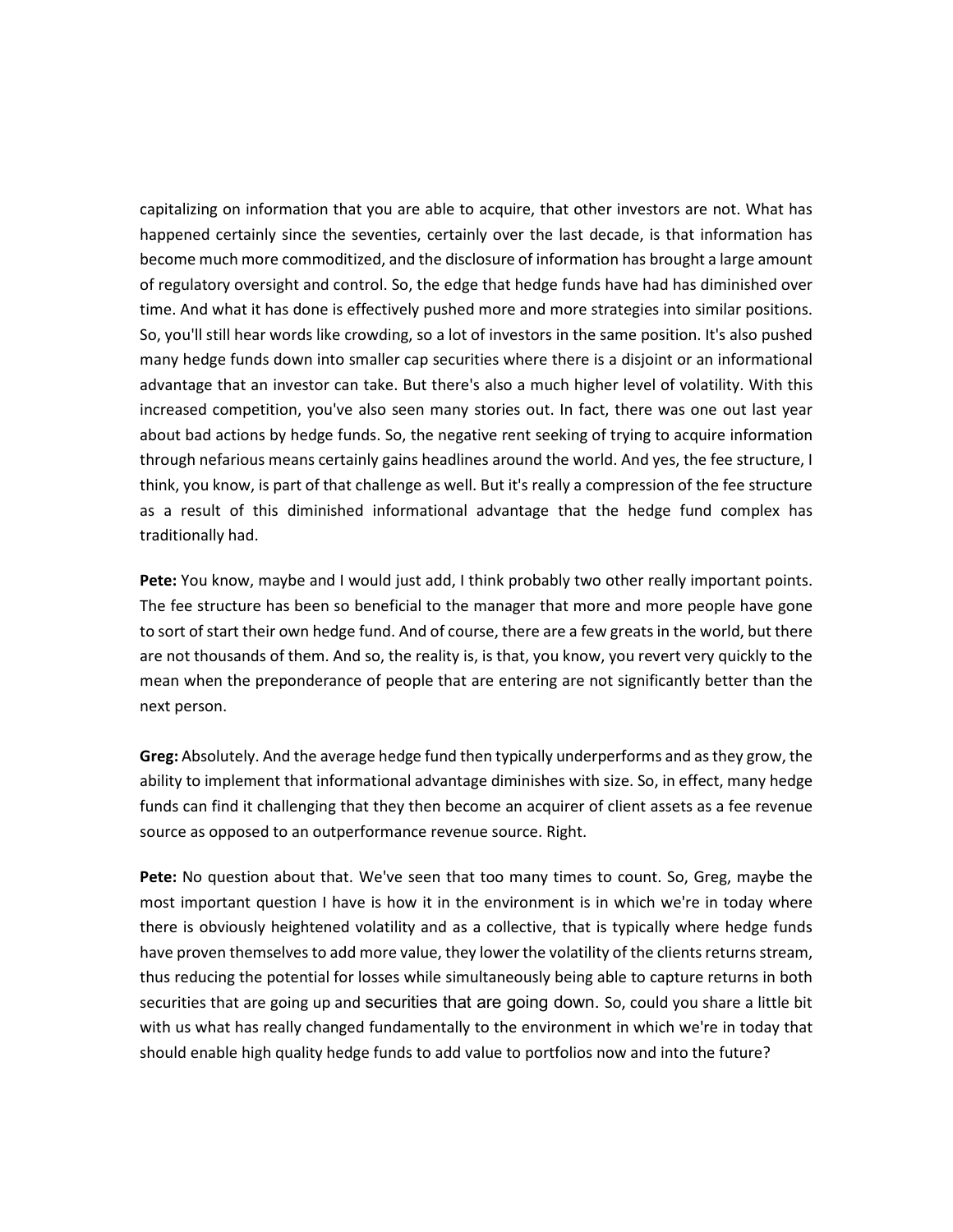capitalizing on information that you are able to acquire, that other investors are not. What has happened certainly since the seventies, certainly over the last decade, is that information has become much more commoditized, and the disclosure of information has brought a large amount of regulatory oversight and control. So, the edge that hedge funds have had has diminished over time. And what it has done is effectively pushed more and more strategies into similar positions. So, you'll still hear words like crowding, so a lot of investors in the same position. It's also pushed many hedge funds down into smaller cap securities where there is a disjoint or an informational advantage that an investor can take. But there's also a much higher level of volatility. With this increased competition, you've also seen many stories out. In fact, there was one out last year about bad actions by hedge funds. So, the negative rent seeking of trying to acquire information through nefarious means certainly gains headlines around the world. And yes, the fee structure, I think, you know, is part of that challenge as well. But it's really a compression of the fee structure as a result of this diminished informational advantage that the hedge fund complex has traditionally had.

**Pete:** You know, maybe and I would just add, I think probably two other really important points. The fee structure has been so beneficial to the manager that more and more people have gone to sort of start their own hedge fund. And of course, there are a few greats in the world, but there are not thousands of them. And so, the reality is, is that, you know, you revert very quickly to the mean when the preponderance of people that are entering are not significantly better than the next person.

**Greg:** Absolutely. And the average hedge fund then typically underperforms and as they grow, the ability to implement that informational advantage diminishes with size. So, in effect, many hedge funds can find it challenging that they then become an acquirer of client assets as a fee revenue source as opposed to an outperformance revenue source. Right.

**Pete:** No question about that. We've seen that too many times to count. So, Greg, maybe the most important question I have is how it in the environment is in which we're in today where there is obviously heightened volatility and as a collective, that is typically where hedge funds have proven themselves to add more value, they lower the volatility of the clients returns stream, thus reducing the potential for losses while simultaneously being able to capture returns in both securities that are going up and securities that are going down. So, could you share a little bit with us what has really changed fundamentally to the environment in which we're in today that should enable high quality hedge funds to add value to portfolios now and into the future?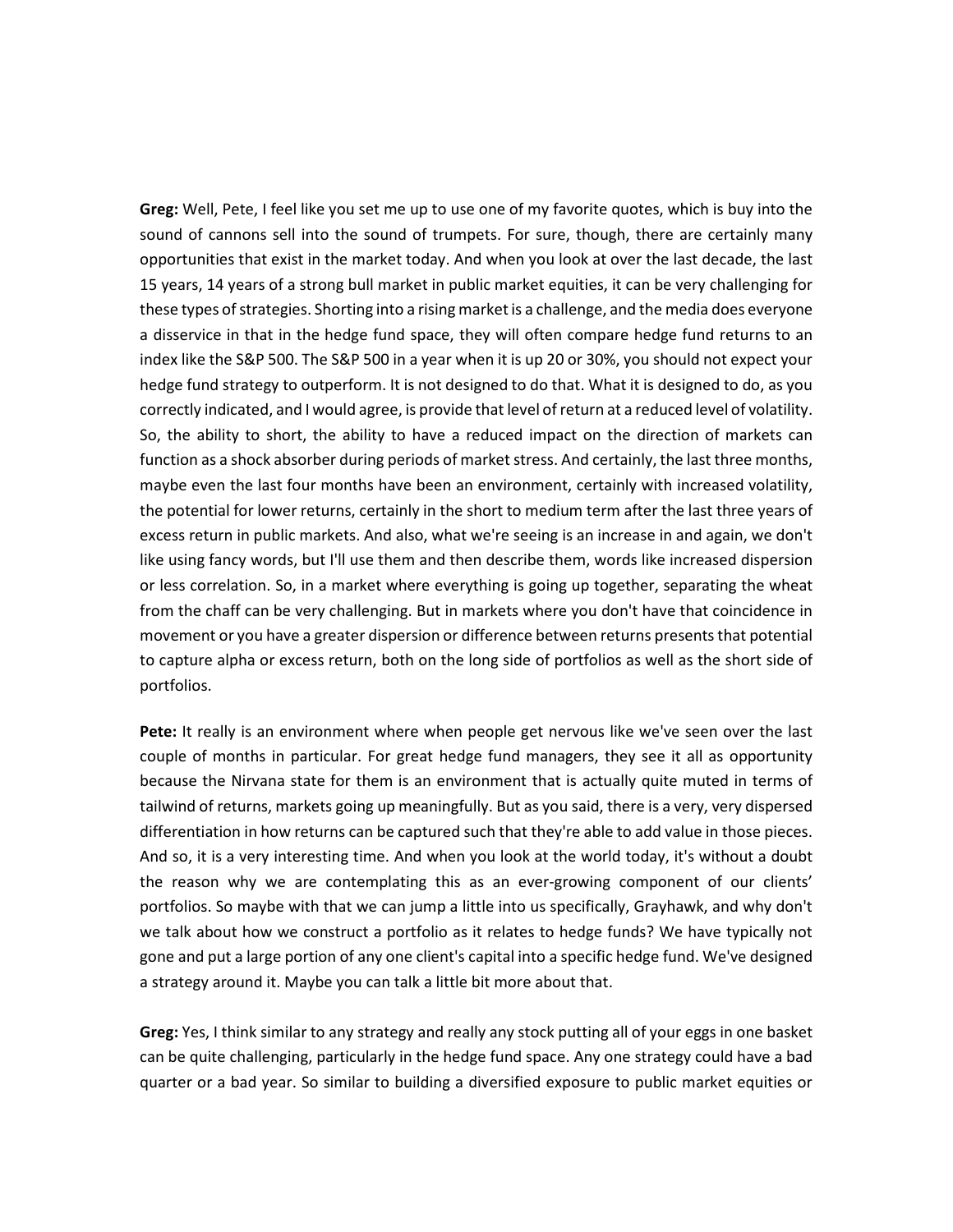**Greg:** Well, Pete, I feel like you set me up to use one of my favorite quotes, which is buy into the sound of cannons sell into the sound of trumpets. For sure, though, there are certainly many opportunities that exist in the market today. And when you look at over the last decade, the last 15 years, 14 years of a strong bull market in public market equities, it can be very challenging for these types of strategies. Shorting into a rising market is a challenge, and the media does everyone a disservice in that in the hedge fund space, they will often compare hedge fund returns to an index like the S&P 500. The S&P 500 in a year when it is up 20 or 30%, you should not expect your hedge fund strategy to outperform. It is not designed to do that. What it is designed to do, as you correctly indicated, and I would agree, is provide that level of return at a reduced level of volatility. So, the ability to short, the ability to have a reduced impact on the direction of markets can function as a shock absorber during periods of market stress. And certainly, the last three months, maybe even the last four months have been an environment, certainly with increased volatility, the potential for lower returns, certainly in the short to medium term after the last three years of excess return in public markets. And also, what we're seeing is an increase in and again, we don't like using fancy words, but I'll use them and then describe them, words like increased dispersion or less correlation. So, in a market where everything is going up together, separating the wheat from the chaff can be very challenging. But in markets where you don't have that coincidence in movement or you have a greater dispersion or difference between returns presents that potential to capture alpha or excess return, both on the long side of portfolios as well as the short side of portfolios.

**Pete:** It really is an environment where when people get nervous like we've seen over the last couple of months in particular. For great hedge fund managers, they see it all as opportunity because the Nirvana state for them is an environment that is actually quite muted in terms of tailwind of returns, markets going up meaningfully. But as you said, there is a very, very dispersed differentiation in how returns can be captured such that they're able to add value in those pieces. And so, it is a very interesting time. And when you look at the world today, it's without a doubt the reason why we are contemplating this as an ever-growing component of our clients' portfolios. So maybe with that we can jump a little into us specifically, Grayhawk, and why don't we talk about how we construct a portfolio as it relates to hedge funds? We have typically not gone and put a large portion of any one client's capital into a specific hedge fund. We've designed a strategy around it. Maybe you can talk a little bit more about that.

**Greg:** Yes, I think similar to any strategy and really any stock putting all of your eggs in one basket can be quite challenging, particularly in the hedge fund space. Any one strategy could have a bad quarter or a bad year. So similar to building a diversified exposure to public market equities or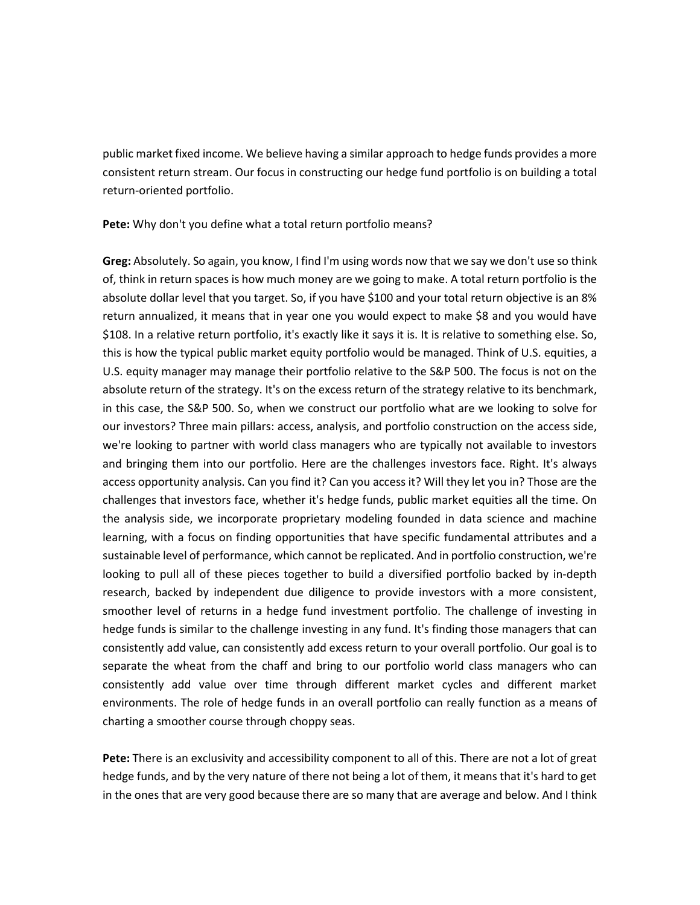public market fixed income. We believe having a similar approach to hedge funds provides a more consistent return stream. Our focus in constructing our hedge fund portfolio is on building a total return-oriented portfolio.

**Pete:** Why don't you define what a total return portfolio means?

**Greg:** Absolutely. So again, you know, I find I'm using words now that we say we don't use so think of, think in return spaces is how much money are we going to make. A total return portfolio is the absolute dollar level that you target. So, if you have $100 and your total return objective is an 8% return annualized, it means that in year one you would expect to make $8 and you would have $108. In a relative return portfolio, it's exactly like it says it is. It is relative to something else. So, this is how the typical public market equity portfolio would be managed. Think of U.S. equities, a U.S. equity manager may manage their portfolio relative to the S&P 500. The focus is not on the absolute return of the strategy. It's on the excess return of the strategy relative to its benchmark, in this case, the S&P 500. So, when we construct our portfolio what are we looking to solve for our investors? Three main pillars: access, analysis, and portfolio construction on the access side, we're looking to partner with world class managers who are typically not available to investors and bringing them into our portfolio. Here are the challenges investors face. Right. It's always access opportunity analysis. Can you find it? Can you access it? Will they let you in? Those are the challenges that investors face, whether it's hedge funds, public market equities all the time. On the analysis side, we incorporate proprietary modeling founded in data science and machine learning, with a focus on finding opportunities that have specific fundamental attributes and a sustainable level of performance, which cannot be replicated. And in portfolio construction, we're looking to pull all of these pieces together to build a diversified portfolio backed by in-depth research, backed by independent due diligence to provide investors with a more consistent, smoother level of returns in a hedge fund investment portfolio. The challenge of investing in hedge funds is similar to the challenge investing in any fund. It's finding those managers that can consistently add value, can consistently add excess return to your overall portfolio. Our goal is to separate the wheat from the chaff and bring to our portfolio world class managers who can consistently add value over time through different market cycles and different market environments. The role of hedge funds in an overall portfolio can really function as a means of charting a smoother course through choppy seas.

**Pete:** There is an exclusivity and accessibility component to all of this. There are not a lot of great hedge funds, and by the very nature of there not being a lot of them, it means that it's hard to get in the ones that are very good because there are so many that are average and below. And I think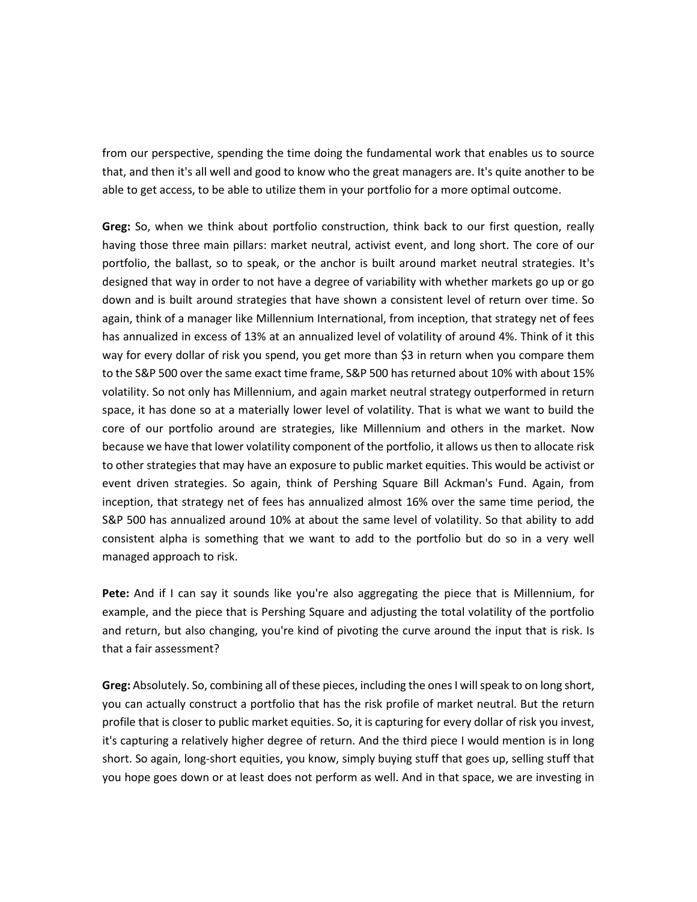from our perspective, spending the time doing the fundamental work that enables us to source that, and then it's all well and good to know who the great managers are. It's quite another to be able to get access, to be able to utilize them in your portfolio for a more optimal outcome.

**Greg:** So, when we think about portfolio construction, think back to our first question, really having those three main pillars: market neutral, activist event, and long short. The core of our portfolio, the ballast, so to speak, or the anchor is built around market neutral strategies. It's designed that way in order to not have a degree of variability with whether markets go up or go down and is built around strategies that have shown a consistent level of return over time. So again, think of a manager like Millennium International, from inception, that strategy net of fees has annualized in excess of 13% at an annualized level of volatility of around 4%. Think of it this way for every dollar of risk you spend, you get more than $3 in return when you compare them to the S&P 500 over the same exact time frame, S&P 500 has returned about 10% with about 15% volatility. So not only has Millennium, and again market neutral strategy outperformed in return space, it has done so at a materially lower level of volatility. That is what we want to build the core of our portfolio around are strategies, like Millennium and others in the market. Now because we have that lower volatility component of the portfolio, it allows us then to allocate risk to other strategies that may have an exposure to public market equities. This would be activist or event driven strategies. So again, think of Pershing Square Bill Ackman's Fund. Again, from inception, that strategy net of fees has annualized almost 16% over the same time period, the S&P 500 has annualized around 10% at about the same level of volatility. So that ability to add consistent alpha is something that we want to add to the portfolio but do so in a very well managed approach to risk.

**Pete:** And if I can say it sounds like you're also aggregating the piece that is Millennium, for example, and the piece that is Pershing Square and adjusting the total volatility of the portfolio and return, but also changing, you're kind of pivoting the curve around the input that is risk. Is that a fair assessment?

**Greg:** Absolutely. So, combining all of these pieces, including the ones I will speak to on long short, you can actually construct a portfolio that has the risk profile of market neutral. But the return profile that is closer to public market equities. So, it is capturing for every dollar of risk you invest, it's capturing a relatively higher degree of return. And the third piece I would mention is in long short. So again, long-short equities, you know, simply buying stuff that goes up, selling stuff that you hope goes down or at least does not perform as well. And in that space, we are investing in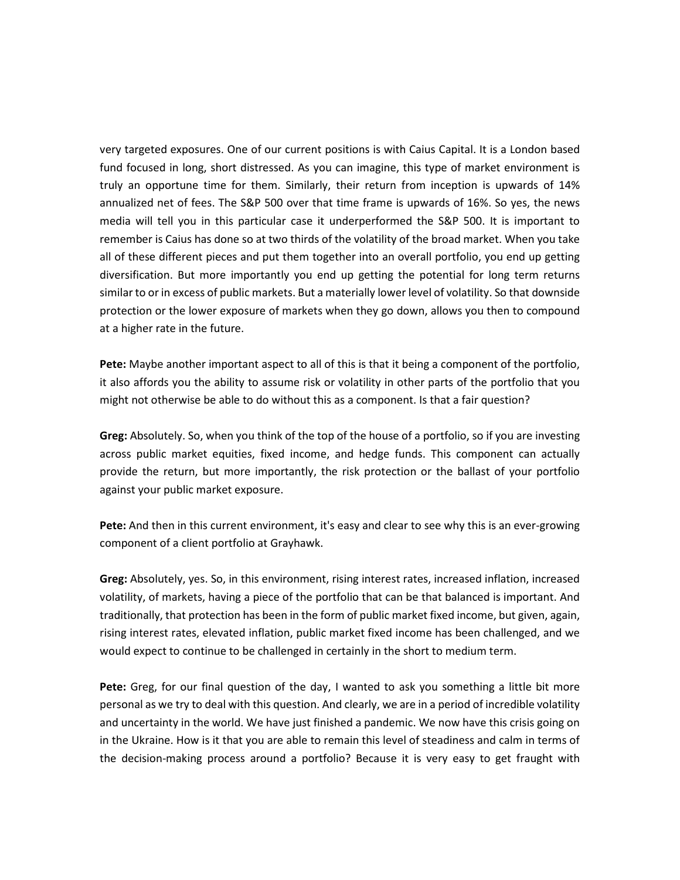very targeted exposures. One of our current positions is with Caius Capital. It is a London based fund focused in long, short distressed. As you can imagine, this type of market environment is truly an opportune time for them. Similarly, their return from inception is upwards of 14% annualized net of fees. The S&P 500 over that time frame is upwards of 16%. So yes, the news media will tell you in this particular case it underperformed the S&P 500. It is important to remember is Caius has done so at two thirds of the volatility of the broad market. When you take all of these different pieces and put them together into an overall portfolio, you end up getting diversification. But more importantly you end up getting the potential for long term returns similar to or in excess of public markets. But a materially lower level of volatility. So that downside protection or the lower exposure of markets when they go down, allows you then to compound at a higher rate in the future.

**Pete:** Maybe another important aspect to all of this is that it being a component of the portfolio, it also affords you the ability to assume risk or volatility in other parts of the portfolio that you might not otherwise be able to do without this as a component. Is that a fair question?

**Greg:** Absolutely. So, when you think of the top of the house of a portfolio, so if you are investing across public market equities, fixed income, and hedge funds. This component can actually provide the return, but more importantly, the risk protection or the ballast of your portfolio against your public market exposure.

**Pete:** And then in this current environment, it's easy and clear to see why this is an ever-growing component of a client portfolio at Grayhawk.

**Greg:** Absolutely, yes. So, in this environment, rising interest rates, increased inflation, increased volatility, of markets, having a piece of the portfolio that can be that balanced is important. And traditionally, that protection has been in the form of public market fixed income, but given, again, rising interest rates, elevated inflation, public market fixed income has been challenged, and we would expect to continue to be challenged in certainly in the short to medium term.

**Pete:** Greg, for our final question of the day, I wanted to ask you something a little bit more personal as we try to deal with this question. And clearly, we are in a period of incredible volatility and uncertainty in the world. We have just finished a pandemic. We now have this crisis going on in the Ukraine. How is it that you are able to remain this level of steadiness and calm in terms of the decision-making process around a portfolio? Because it is very easy to get fraught with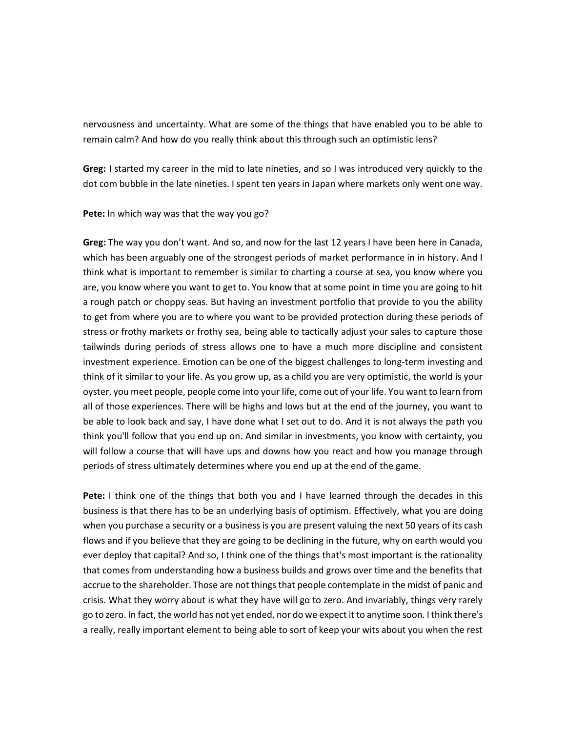nervousness and uncertainty. What are some of the things that have enabled you to be able to remain calm? And how do you really think about this through such an optimistic lens?

**Greg:** I started my career in the mid to late nineties, and so I was introduced very quickly to the dot com bubble in the late nineties. I spent ten years in Japan where markets only went one way.

**Pete:** In which way was that the way you go?

**Greg:** The way you don't want. And so, and now for the last 12 years I have been here in Canada, which has been arguably one of the strongest periods of market performance in in history. And I think what is important to remember is similar to charting a course at sea, you know where you are, you know where you want to get to. You know that at some point in time you are going to hit a rough patch or choppy seas. But having an investment portfolio that provide to you the ability to get from where you are to where you want to be provided protection during these periods of stress or frothy markets or frothy sea, being able to tactically adjust your sales to capture those tailwinds during periods of stress allows one to have a much more discipline and consistent investment experience. Emotion can be one of the biggest challenges to long-term investing and think of it similar to your life. As you grow up, as a child you are very optimistic, the world is your oyster, you meet people, people come into your life, come out of your life. You want to learn from all of those experiences. There will be highs and lows but at the end of the journey, you want to be able to look back and say, I have done what I set out to do. And it is not always the path you think you'll follow that you end up on. And similar in investments, you know with certainty, you will follow a course that will have ups and downs how you react and how you manage through periods of stress ultimately determines where you end up at the end of the game.

**Pete:** I think one of the things that both you and I have learned through the decades in this business is that there has to be an underlying basis of optimism. Effectively, what you are doing when you purchase a security or a business is you are present valuing the next 50 years of its cash flows and if you believe that they are going to be declining in the future, why on earth would you ever deploy that capital? And so, I think one of the things that's most important is the rationality that comes from understanding how a business builds and grows over time and the benefits that accrue to the shareholder. Those are not things that people contemplate in the midst of panic and crisis. What they worry about is what they have will go to zero. And invariably, things very rarely go to zero. In fact, the world has not yet ended, nor do we expect it to anytime soon. I think there's a really, really important element to being able to sort of keep your wits about you when the rest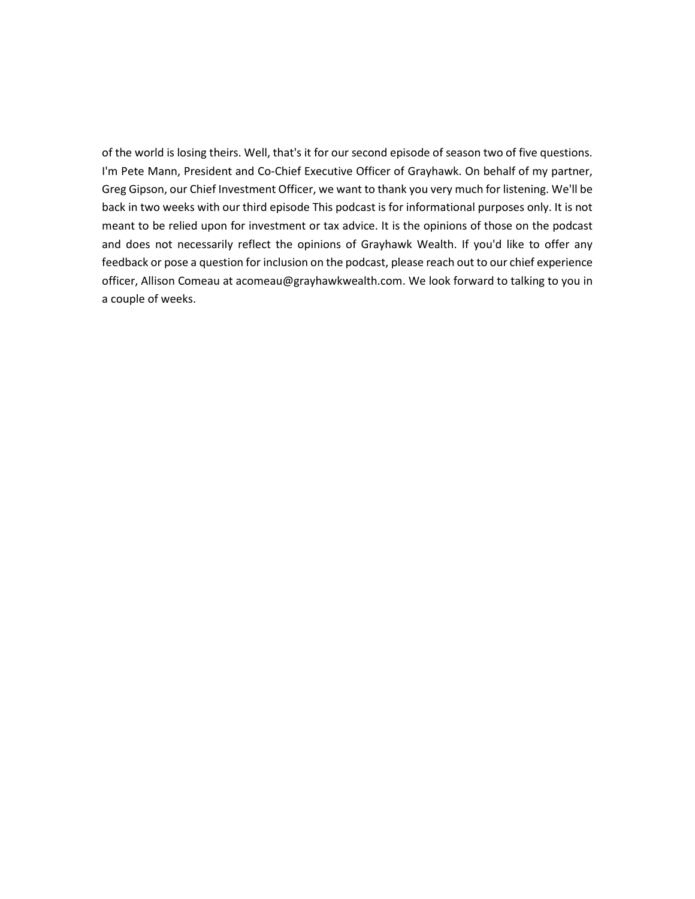of the world is losing theirs. Well, that's it for our second episode of season two of five questions. I'm Pete Mann, President and Co-Chief Executive Officer of Grayhawk. On behalf of my partner, Greg Gipson, our Chief Investment Officer, we want to thank you very much for listening. We'll be back in two weeks with our third episode This podcast is for informational purposes only. It is not meant to be relied upon for investment or tax advice. It is the opinions of those on the podcast and does not necessarily reflect the opinions of Grayhawk Wealth. If you'd like to offer any feedback or pose a question for inclusion on the podcast, please reach out to our chief experience officer, Allison Comeau at acomeau@grayhawkwealth.com. We look forward to talking to you in a couple of weeks.